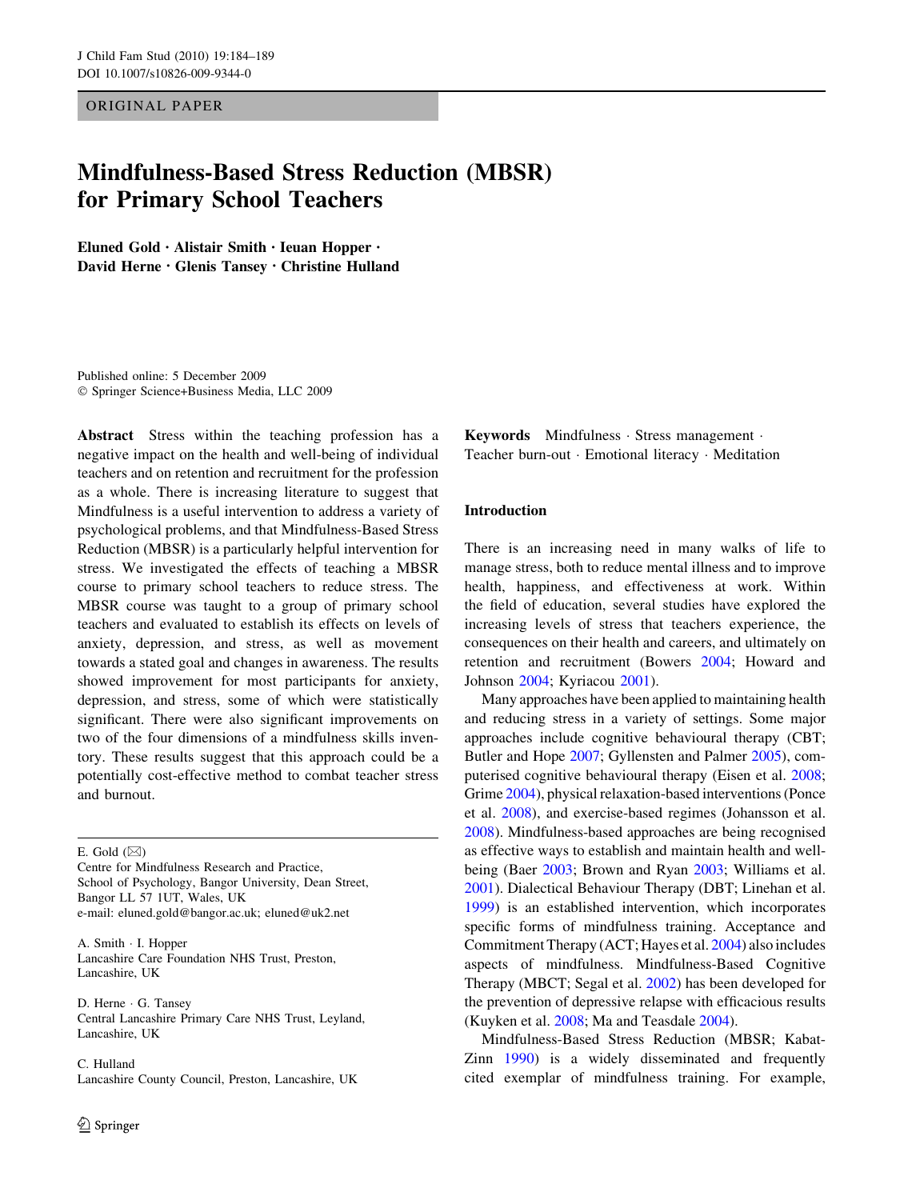ORIGINAL PAPER

# Mindfulness-Based Stress Reduction (MBSR) for Primary School Teachers

**Eluned Gold · Alistair Smith · Ieuan Hopper · David Herne · Glenis Tansey · Christine Hulland**

Published online: 5 December 2009
© Springer Science+Business Media, LLC 2009

**Abstract** Stress within the teaching profession has a negative impact on the health and well-being of individual teachers and on retention and recruitment for the profession as a whole. There is increasing literature to suggest that Mindfulness is a useful intervention to address a variety of psychological problems, and that Mindfulness-Based Stress Reduction (MBSR) is a particularly helpful intervention for stress. We investigated the effects of teaching a MBSR course to primary school teachers to reduce stress. The MBSR course was taught to a group of primary school teachers and evaluated to establish its effects on levels of anxiety, depression, and stress, as well as movement towards a stated goal and changes in awareness. The results showed improvement for most participants for anxiety, depression, and stress, some of which were statistically significant. There were also significant improvements on two of the four dimensions of a mindfulness skills inventory. These results suggest that this approach could be a potentially cost-effective method to combat teacher stress and burnout.

**Keywords** Mindfulness · Stress management · Teacher burn-out · Emotional literacy · Meditation

E. Gold (✉)
Centre for Mindfulness Research and Practice, School of Psychology, Bangor University, Dean Street, Bangor LL 57 1UT, Wales, UK
e-mail: eluned.gold@bangor.ac.uk; eluned@uk2.net

A. Smith · I. Hopper
Lancashire Care Foundation NHS Trust, Preston, Lancashire, UK

D. Herne · G. Tansey
Central Lancashire Primary Care NHS Trust, Leyland, Lancashire, UK

C. Hulland
Lancashire County Council, Preston, Lancashire, UK

## Introduction

There is an increasing need in many walks of life to manage stress, both to reduce mental illness and to improve health, happiness, and effectiveness at work. Within the field of education, several studies have explored the increasing levels of stress that teachers experience, the consequences on their health and careers, and ultimately on retention and recruitment (Bowers 2004; Howard and Johnson 2004; Kyriacou 2001).

Many approaches have been applied to maintaining health and reducing stress in a variety of settings. Some major approaches include cognitive behavioural therapy (CBT; Butler and Hope 2007; Gyllensten and Palmer 2005), computerised cognitive behavioural therapy (Eisen et al. 2008; Grime 2004), physical relaxation-based interventions (Ponce et al. 2008), and exercise-based regimes (Johansson et al. 2008). Mindfulness-based approaches are being recognised as effective ways to establish and maintain health and well-being (Baer 2003; Brown and Ryan 2003; Williams et al. 2001). Dialectical Behaviour Therapy (DBT; Linehan et al. 1999) is an established intervention, which incorporates specific forms of mindfulness training. Acceptance and Commitment Therapy (ACT; Hayes et al. 2004) also includes aspects of mindfulness. Mindfulness-Based Cognitive Therapy (MBCT; Segal et al. 2002) has been developed for the prevention of depressive relapse with efficacious results (Kuyken et al. 2008; Ma and Teasdale 2004).

Mindfulness-Based Stress Reduction (MBSR; Kabat-Zinn 1990) is a widely disseminated and frequently cited exemplar of mindfulness training. For example,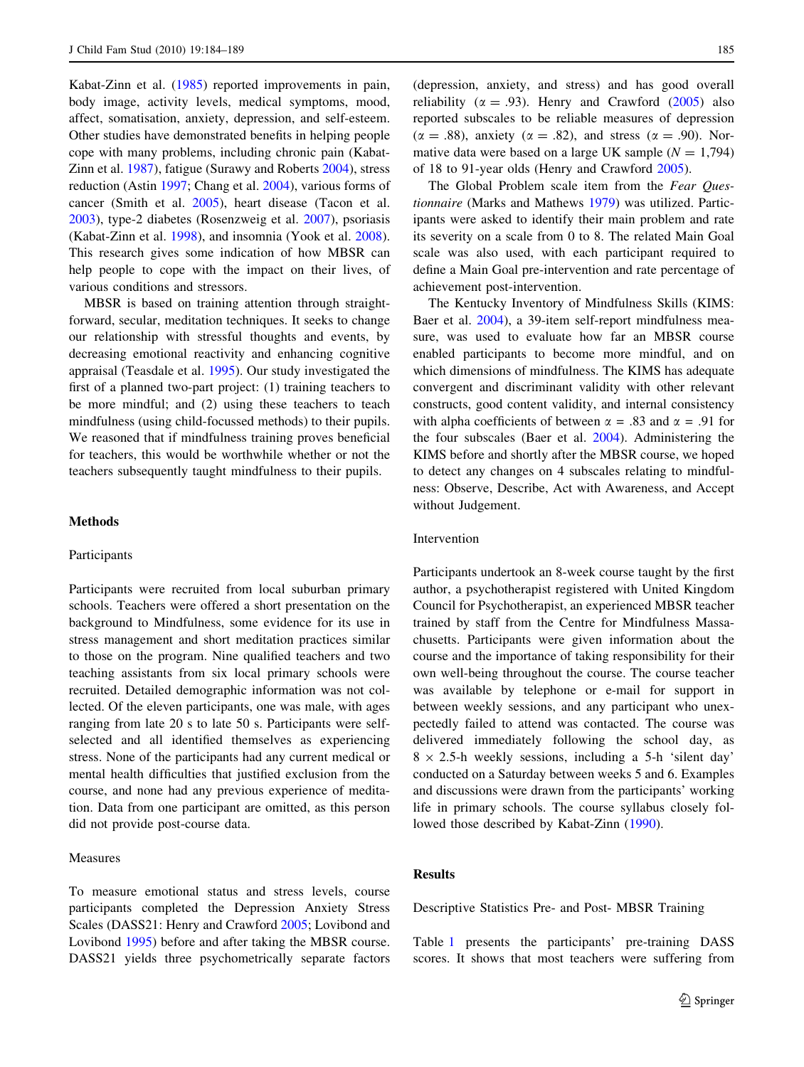Kabat-Zinn et al. (1985) reported improvements in pain, body image, activity levels, medical symptoms, mood, affect, somatisation, anxiety, depression, and self-esteem. Other studies have demonstrated benefits in helping people cope with many problems, including chronic pain (Kabat-Zinn et al. 1987), fatigue (Surawy and Roberts 2004), stress reduction (Astin 1997; Chang et al. 2004), various forms of cancer (Smith et al. 2005), heart disease (Tacon et al. 2003), type-2 diabetes (Rosenzweig et al. 2007), psoriasis (Kabat-Zinn et al. 1998), and insomnia (Yook et al. 2008). This research gives some indication of how MBSR can help people to cope with the impact on their lives, of various conditions and stressors.

MBSR is based on training attention through straightforward, secular, meditation techniques. It seeks to change our relationship with stressful thoughts and events, by decreasing emotional reactivity and enhancing cognitive appraisal (Teasdale et al. 1995). Our study investigated the first of a planned two-part project: (1) training teachers to be more mindful; and (2) using these teachers to teach mindfulness (using child-focussed methods) to their pupils. We reasoned that if mindfulness training proves beneficial for teachers, this would be worthwhile whether or not the teachers subsequently taught mindfulness to their pupils.

## Methods

### Participants

Participants were recruited from local suburban primary schools. Teachers were offered a short presentation on the background to Mindfulness, some evidence for its use in stress management and short meditation practices similar to those on the program. Nine qualified teachers and two teaching assistants from six local primary schools were recruited. Detailed demographic information was not collected. Of the eleven participants, one was male, with ages ranging from late 20 s to late 50 s. Participants were self-selected and all identified themselves as experiencing stress. None of the participants had any current medical or mental health difficulties that justified exclusion from the course, and none had any previous experience of meditation. Data from one participant are omitted, as this person did not provide post-course data.

### Measures

To measure emotional status and stress levels, course participants completed the Depression Anxiety Stress Scales (DASS21: Henry and Crawford 2005; Lovibond and Lovibond 1995) before and after taking the MBSR course. DASS21 yields three psychometrically separate factors (depression, anxiety, and stress) and has good overall reliability ($\alpha = .93$). Henry and Crawford (2005) also reported subscales to be reliable measures of depression ($\alpha = .88$), anxiety ($\alpha = .82$), and stress ($\alpha = .90$). Normative data were based on a large UK sample ($N = 1{,}794$) of 18 to 91-year olds (Henry and Crawford 2005).

The Global Problem scale item from the *Fear Questionnaire* (Marks and Mathews 1979) was utilized. Participants were asked to identify their main problem and rate its severity on a scale from 0 to 8. The related Main Goal scale was also used, with each participant required to define a Main Goal pre-intervention and rate percentage of achievement post-intervention.

The Kentucky Inventory of Mindfulness Skills (KIMS: Baer et al. 2004), a 39-item self-report mindfulness measure, was used to evaluate how far an MBSR course enabled participants to become more mindful, and on which dimensions of mindfulness. The KIMS has adequate convergent and discriminant validity with other relevant constructs, good content validity, and internal consistency with alpha coefficients of between $\alpha = .83$ and $\alpha = .91$ for the four subscales (Baer et al. 2004). Administering the KIMS before and shortly after the MBSR course, we hoped to detect any changes on 4 subscales relating to mindfulness: Observe, Describe, Act with Awareness, and Accept without Judgement.

### Intervention

Participants undertook an 8-week course taught by the first author, a psychotherapist registered with United Kingdom Council for Psychotherapist, an experienced MBSR teacher trained by staff from the Centre for Mindfulness Massachusetts. Participants were given information about the course and the importance of taking responsibility for their own well-being throughout the course. The course teacher was available by telephone or e-mail for support in between weekly sessions, and any participant who unexpectedly failed to attend was contacted. The course was delivered immediately following the school day, as $8 \times 2.5$-h weekly sessions, including a 5-h 'silent day' conducted on a Saturday between weeks 5 and 6. Examples and discussions were drawn from the participants' working life in primary schools. The course syllabus closely followed those described by Kabat-Zinn (1990).

## Results

### Descriptive Statistics Pre- and Post- MBSR Training

Table 1 presents the participants' pre-training DASS scores. It shows that most teachers were suffering from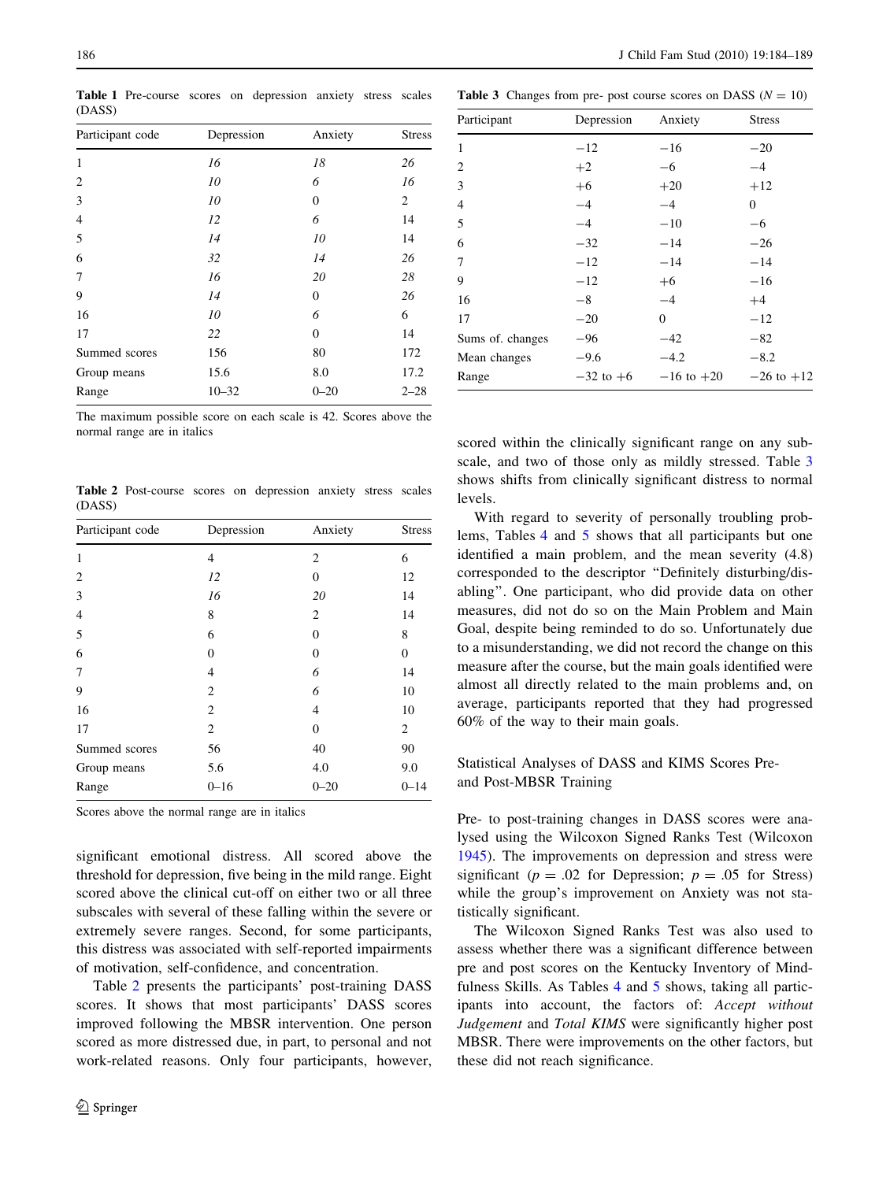**Table 1** Pre-course scores on depression anxiety stress scales (DASS)

| Participant code | Depression | Anxiety | Stress |
|---|---|---|---|
| 1 | *16* | *18* | *26* |
| 2 | *10* | *6* | *16* |
| 3 | *10* | 0 | 2 |
| 4 | *12* | *6* | 14 |
| 5 | *14* | *10* | 14 |
| 6 | *32* | *14* | *26* |
| 7 | *16* | *20* | *28* |
| 9 | *14* | 0 | *26* |
| 16 | *10* | *6* | 6 |
| 17 | *22* | 0 | 14 |
| Summed scores | 156 | 80 | 172 |
| Group means | 15.6 | 8.0 | 17.2 |
| Range | 10–32 | 0–20 | 2–28 |

The maximum possible score on each scale is 42. Scores above the normal range are in italics

**Table 2** Post-course scores on depression anxiety stress scales (DASS)

| Participant code | Depression | Anxiety | Stress |
|---|---|---|---|
| 1 | 4 | 2 | 6 |
| 2 | *12* | 0 | 12 |
| 3 | *16* | *20* | 14 |
| 4 | 8 | 2 | 14 |
| 5 | 6 | 0 | 8 |
| 6 | 0 | 0 | 0 |
| 7 | 4 | *6* | 14 |
| 9 | 2 | *6* | 10 |
| 16 | 2 | 4 | 10 |
| 17 | 2 | 0 | 2 |
| Summed scores | 56 | 40 | 90 |
| Group means | 5.6 | 4.0 | 9.0 |
| Range | 0–16 | 0–20 | 0–14 |

Scores above the normal range are in italics

significant emotional distress. All scored above the threshold for depression, five being in the mild range. Eight scored above the clinical cut-off on either two or all three subscales with several of these falling within the severe or extremely severe ranges. Second, for some participants, this distress was associated with self-reported impairments of motivation, self-confidence, and concentration.

Table 2 presents the participants' post-training DASS scores. It shows that most participants' DASS scores improved following the MBSR intervention. One person scored as more distressed due, in part, to personal and not work-related reasons. Only four participants, however, scored within the clinically significant range on any subscale, and two of those only as mildly stressed. Table 3 shows shifts from clinically significant distress to normal levels.

**Table 3** Changes from pre- post course scores on DASS ($N = 10$)

| Participant | Depression | Anxiety | Stress |
|---|---|---|---|
| 1 | −12 | −16 | −20 |
| 2 | +2 | −6 | −4 |
| 3 | +6 | +20 | +12 |
| 4 | −4 | −4 | 0 |
| 5 | −4 | −10 | −6 |
| 6 | −32 | −14 | −26 |
| 7 | −12 | −14 | −14 |
| 9 | −12 | +6 | −16 |
| 16 | −8 | −4 | +4 |
| 17 | −20 | 0 | −12 |
| Sums of. changes | −96 | −42 | −82 |
| Mean changes | −9.6 | −4.2 | −8.2 |
| Range | −32 to +6 | −16 to +20 | −26 to +12 |

With regard to severity of personally troubling problems, Tables 4 and 5 shows that all participants but one identified a main problem, and the mean severity (4.8) corresponded to the descriptor "Definitely disturbing/disabling". One participant, who did provide data on other measures, did not do so on the Main Problem and Main Goal, despite being reminded to do so. Unfortunately due to a misunderstanding, we did not record the change on this measure after the course, but the main goals identified were almost all directly related to the main problems and, on average, participants reported that they had progressed 60% of the way to their main goals.

## Statistical Analyses of DASS and KIMS Scores Pre- and Post-MBSR Training

Pre- to post-training changes in DASS scores were analysed using the Wilcoxon Signed Ranks Test (Wilcoxon 1945). The improvements on depression and stress were significant ($p = .02$ for Depression; $p = .05$ for Stress) while the group's improvement on Anxiety was not statistically significant.

The Wilcoxon Signed Ranks Test was also used to assess whether there was a significant difference between pre and post scores on the Kentucky Inventory of Mindfulness Skills. As Tables 4 and 5 shows, taking all participants into account, the factors of: *Accept without Judgement* and *Total KIMS* were significantly higher post MBSR. There were improvements on the other factors, but these did not reach significance.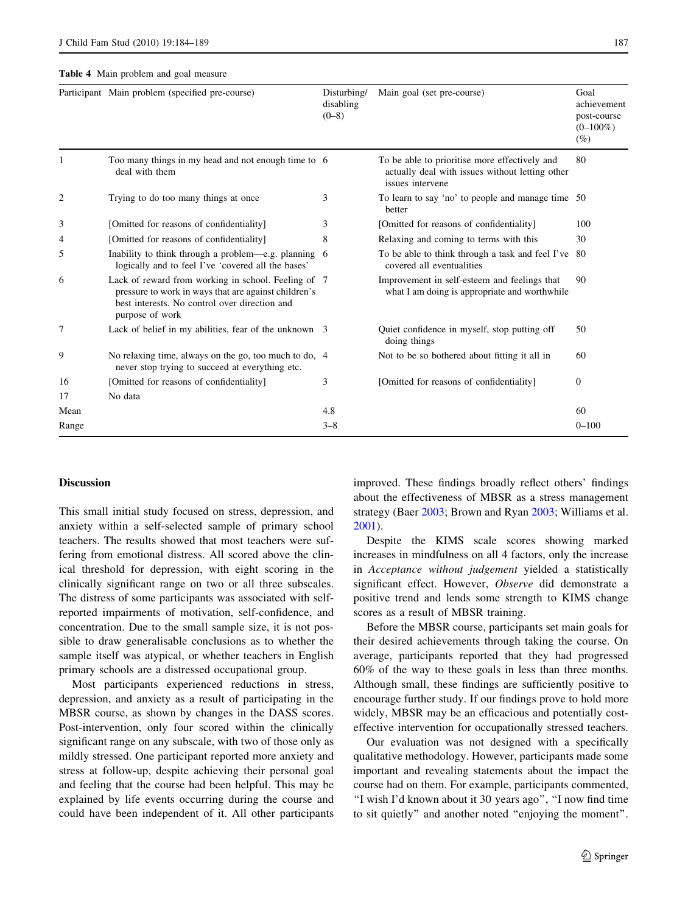**Table 4** Main problem and goal measure

| Participant | Main problem (specified pre-course) | Disturbing/ disabling (0–8) | Main goal (set pre-course) | Goal achievement post-course (0–100%) (%) |
|---|---|---|---|---|
| 1 | Too many things in my head and not enough time to deal with them | 6 | To be able to prioritise more effectively and actually deal with issues without letting other issues intervene | 80 |
| 2 | Trying to do too many things at once | 3 | To learn to say 'no' to people and manage time better | 50 |
| 3 | [Omitted for reasons of confidentiality] | 3 | [Omitted for reasons of confidentiality] | 100 |
| 4 | [Omitted for reasons of confidentiality] | 8 | Relaxing and coming to terms with this | 30 |
| 5 | Inability to think through a problem—e.g. planning logically and to feel I've 'covered all the bases' | 6 | To be able to think through a task and feel I've covered all eventualities | 80 |
| 6 | Lack of reward from working in school. Feeling of pressure to work in ways that are against children's best interests. No control over direction and purpose of work | 7 | Improvement in self-esteem and feelings that what I am doing is appropriate and worthwhile | 90 |
| 7 | Lack of belief in my abilities, fear of the unknown | 3 | Quiet confidence in myself, stop putting off doing things | 50 |
| 9 | No relaxing time, always on the go, too much to do, never stop trying to succeed at everything etc. | 4 | Not to be so bothered about fitting it all in | 60 |
| 16 | [Omitted for reasons of confidentiality] | 3 | [Omitted for reasons of confidentiality] | 0 |
| 17 | No data | | | |
| Mean | | 4.8 | | 60 |
| Range | | 3–8 | | 0–100 |

## Discussion

This small initial study focused on stress, depression, and anxiety within a self-selected sample of primary school teachers. The results showed that most teachers were suffering from emotional distress. All scored above the clinical threshold for depression, with eight scoring in the clinically significant range on two or all three subscales. The distress of some participants was associated with self-reported impairments of motivation, self-confidence, and concentration. Due to the small sample size, it is not possible to draw generalisable conclusions as to whether the sample itself was atypical, or whether teachers in English primary schools are a distressed occupational group.

Most participants experienced reductions in stress, depression, and anxiety as a result of participating in the MBSR course, as shown by changes in the DASS scores. Post-intervention, only four scored within the clinically significant range on any subscale, with two of those only as mildly stressed. One participant reported more anxiety and stress at follow-up, despite achieving their personal goal and feeling that the course had been helpful. This may be explained by life events occurring during the course and could have been independent of it. All other participants improved. These findings broadly reflect others' findings about the effectiveness of MBSR as a stress management strategy (Baer 2003; Brown and Ryan 2003; Williams et al. 2001).

Despite the KIMS scale scores showing marked increases in mindfulness on all 4 factors, only the increase in *Acceptance without judgement* yielded a statistically significant effect. However, *Observe* did demonstrate a positive trend and lends some strength to KIMS change scores as a result of MBSR training.

Before the MBSR course, participants set main goals for their desired achievements through taking the course. On average, participants reported that they had progressed 60% of the way to these goals in less than three months. Although small, these findings are sufficiently positive to encourage further study. If our findings prove to hold more widely, MBSR may be an efficacious and potentially cost-effective intervention for occupationally stressed teachers.

Our evaluation was not designed with a specifically qualitative methodology. However, participants made some important and revealing statements about the impact the course had on them. For example, participants commented, "I wish I'd known about it 30 years ago", "I now find time to sit quietly" and another noted "enjoying the moment".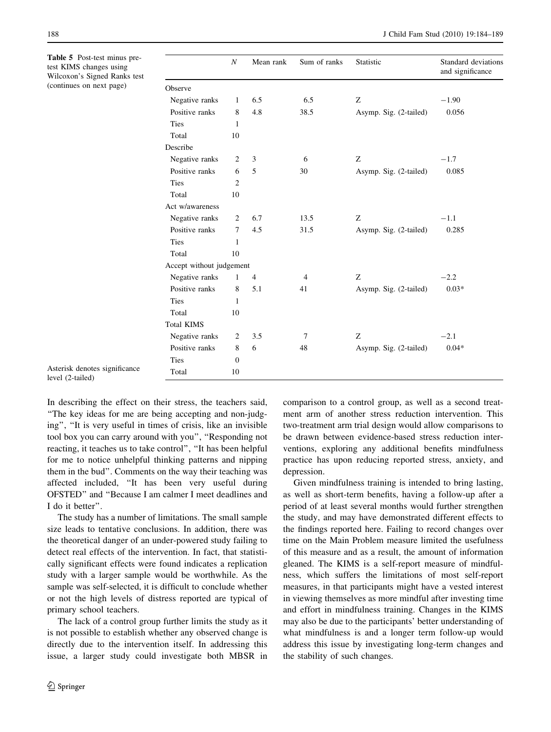**Table 5** Post-test minus pre-test KIMS changes using Wilcoxon's Signed Ranks test (continues on next page)

| | $N$ | Mean rank | Sum of ranks | Statistic | Standard deviations and significance |
|---|---|---|---|---|---|
| Observe | | | | | |
| Negative ranks | 1 | 6.5 | 6.5 | Z | −1.90 |
| Positive ranks | 8 | 4.8 | 38.5 | Asymp. Sig. (2-tailed) | 0.056 |
| Ties | 1 | | | | |
| Total | 10 | | | | |
| Describe | | | | | |
| Negative ranks | 2 | 3 | 6 | Z | −1.7 |
| Positive ranks | 6 | 5 | 30 | Asymp. Sig. (2-tailed) | 0.085 |
| Ties | 2 | | | | |
| Total | 10 | | | | |
| Act w/awareness | | | | | |
| Negative ranks | 2 | 6.7 | 13.5 | Z | −1.1 |
| Positive ranks | 7 | 4.5 | 31.5 | Asymp. Sig. (2-tailed) | 0.285 |
| Ties | 1 | | | | |
| Total | 10 | | | | |
| Accept without judgement | | | | | |
| Negative ranks | 1 | 4 | 4 | Z | −2.2 |
| Positive ranks | 8 | 5.1 | 41 | Asymp. Sig. (2-tailed) | 0.03* |
| Ties | 1 | | | | |
| Total | 10 | | | | |
| Total KIMS | | | | | |
| Negative ranks | 2 | 3.5 | 7 | Z | −2.1 |
| Positive ranks | 8 | 6 | 48 | Asymp. Sig. (2-tailed) | 0.04* |
| Ties | 0 | | | | |
| Total | 10 | | | | |

Asterisk denotes significance level (2-tailed)

In describing the effect on their stress, the teachers said, "The key ideas for me are being accepting and non-judging", "It is very useful in times of crisis, like an invisible tool box you can carry around with you", "Responding not reacting, it teaches us to take control", "It has been helpful for me to notice unhelpful thinking patterns and nipping them in the bud". Comments on the way their teaching was affected included, "It has been very useful during OFSTED" and "Because I am calmer I meet deadlines and I do it better".

The study has a number of limitations. The small sample size leads to tentative conclusions. In addition, there was the theoretical danger of an under-powered study failing to detect real effects of the intervention. In fact, that statistically significant effects were found indicates a replication study with a larger sample would be worthwhile. As the sample was self-selected, it is difficult to conclude whether or not the high levels of distress reported are typical of primary school teachers.

The lack of a control group further limits the study as it is not possible to establish whether any observed change is directly due to the intervention itself. In addressing this issue, a larger study could investigate both MBSR in comparison to a control group, as well as a second treatment arm of another stress reduction intervention. This two-treatment arm trial design would allow comparisons to be drawn between evidence-based stress reduction interventions, exploring any additional benefits mindfulness practice has upon reducing reported stress, anxiety, and depression.

Given mindfulness training is intended to bring lasting, as well as short-term benefits, having a follow-up after a period of at least several months would further strengthen the study, and may have demonstrated different effects to the findings reported here. Failing to record changes over time on the Main Problem measure limited the usefulness of this measure and as a result, the amount of information gleaned. The KIMS is a self-report measure of mindfulness, which suffers the limitations of most self-report measures, in that participants might have a vested interest in viewing themselves as more mindful after investing time and effort in mindfulness training. Changes in the KIMS may also be due to the participants' better understanding of what mindfulness is and a longer term follow-up would address this issue by investigating long-term changes and the stability of such changes.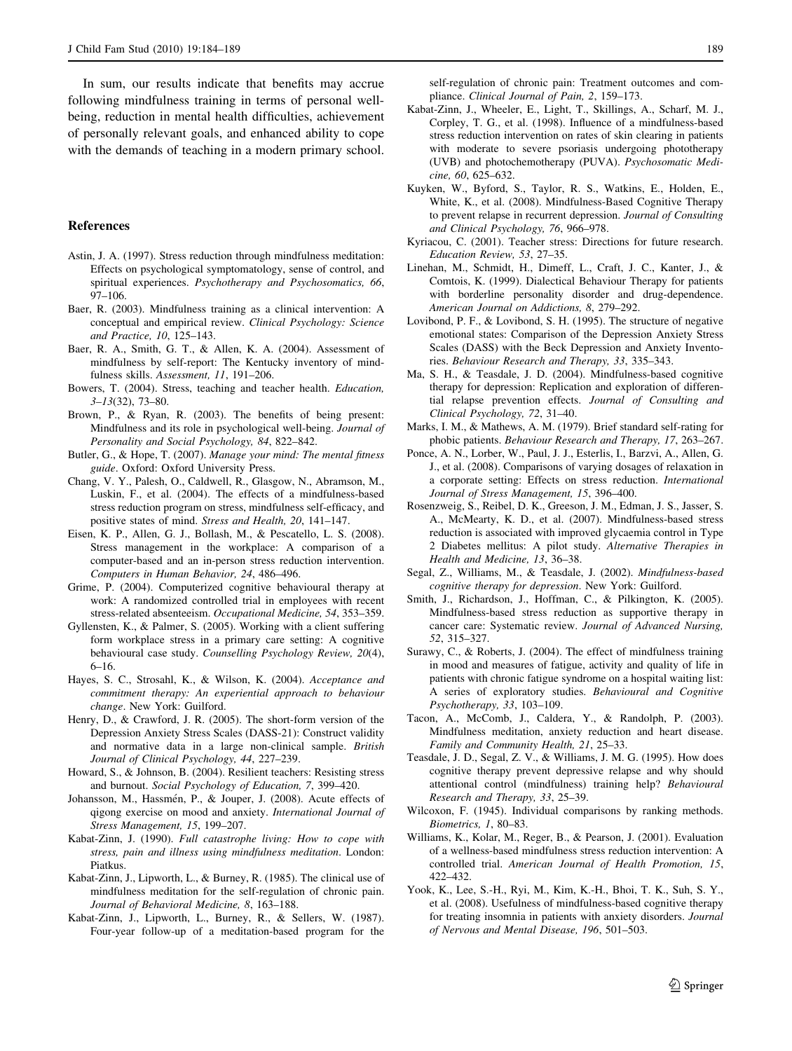In sum, our results indicate that benefits may accrue following mindfulness training in terms of personal well-being, reduction in mental health difficulties, achievement of personally relevant goals, and enhanced ability to cope with the demands of teaching in a modern primary school.

## References

Astin, J. A. (1997). Stress reduction through mindfulness meditation: Effects on psychological symptomatology, sense of control, and spiritual experiences. *Psychotherapy and Psychosomatics, 66*, 97–106.

Baer, R. (2003). Mindfulness training as a clinical intervention: A conceptual and empirical review. *Clinical Psychology: Science and Practice, 10*, 125–143.

Baer, R. A., Smith, G. T., & Allen, K. A. (2004). Assessment of mindfulness by self-report: The Kentucky inventory of mindfulness skills. *Assessment, 11*, 191–206.

Bowers, T. (2004). Stress, teaching and teacher health. *Education, 3–13*(32), 73–80.

Brown, P., & Ryan, R. (2003). The benefits of being present: Mindfulness and its role in psychological well-being. *Journal of Personality and Social Psychology, 84*, 822–842.

Butler, G., & Hope, T. (2007). *Manage your mind: The mental fitness guide*. Oxford: Oxford University Press.

Chang, V. Y., Palesh, O., Caldwell, R., Glasgow, N., Abramson, M., Luskin, F., et al. (2004). The effects of a mindfulness-based stress reduction program on stress, mindfulness self-efficacy, and positive states of mind. *Stress and Health, 20*, 141–147.

Eisen, K. P., Allen, G. J., Bollash, M., & Pescatello, L. S. (2008). Stress management in the workplace: A comparison of a computer-based and an in-person stress reduction intervention. *Computers in Human Behavior, 24*, 486–496.

Grime, P. (2004). Computerized cognitive behavioural therapy at work: A randomized controlled trial in employees with recent stress-related absenteeism. *Occupational Medicine, 54*, 353–359.

Gyllensten, K., & Palmer, S. (2005). Working with a client suffering form workplace stress in a primary care setting: A cognitive behavioural case study. *Counselling Psychology Review, 20*(4), 6–16.

Hayes, S. C., Strosahl, K., & Wilson, K. (2004). *Acceptance and commitment therapy: An experiential approach to behaviour change*. New York: Guilford.

Henry, D., & Crawford, J. R. (2005). The short-form version of the Depression Anxiety Stress Scales (DASS-21): Construct validity and normative data in a large non-clinical sample. *British Journal of Clinical Psychology, 44*, 227–239.

Howard, S., & Johnson, B. (2004). Resilient teachers: Resisting stress and burnout. *Social Psychology of Education, 7*, 399–420.

Johansson, M., Hassmén, P., & Jouper, J. (2008). Acute effects of qigong exercise on mood and anxiety. *International Journal of Stress Management, 15*, 199–207.

Kabat-Zinn, J. (1990). *Full catastrophe living: How to cope with stress, pain and illness using mindfulness meditation*. London: Piatkus.

Kabat-Zinn, J., Lipworth, L., & Burney, R. (1985). The clinical use of mindfulness meditation for the self-regulation of chronic pain. *Journal of Behavioral Medicine, 8*, 163–188.

Kabat-Zinn, J., Lipworth, L., Burney, R., & Sellers, W. (1987). Four-year follow-up of a meditation-based program for the self-regulation of chronic pain: Treatment outcomes and compliance. *Clinical Journal of Pain, 2*, 159–173.

Kabat-Zinn, J., Wheeler, E., Light, T., Skillings, A., Scharf, M. J., Corpley, T. G., et al. (1998). Influence of a mindfulness-based stress reduction intervention on rates of skin clearing in patients with moderate to severe psoriasis undergoing phototherapy (UVB) and photochemotherapy (PUVA). *Psychosomatic Medicine, 60*, 625–632.

Kuyken, W., Byford, S., Taylor, R. S., Watkins, E., Holden, E., White, K., et al. (2008). Mindfulness-Based Cognitive Therapy to prevent relapse in recurrent depression. *Journal of Consulting and Clinical Psychology, 76*, 966–978.

Kyriacou, C. (2001). Teacher stress: Directions for future research. *Education Review, 53*, 27–35.

Linehan, M., Schmidt, H., Dimeff, L., Craft, J. C., Kanter, J., & Comtois, K. (1999). Dialectical Behaviour Therapy for patients with borderline personality disorder and drug-dependence. *American Journal on Addictions, 8*, 279–292.

Lovibond, P. F., & Lovibond, S. H. (1995). The structure of negative emotional states: Comparison of the Depression Anxiety Stress Scales (DASS) with the Beck Depression and Anxiety Inventories. *Behaviour Research and Therapy, 33*, 335–343.

Ma, S. H., & Teasdale, J. D. (2004). Mindfulness-based cognitive therapy for depression: Replication and exploration of differential relapse prevention effects. *Journal of Consulting and Clinical Psychology, 72*, 31–40.

Marks, I. M., & Mathews, A. M. (1979). Brief standard self-rating for phobic patients. *Behaviour Research and Therapy, 17*, 263–267.

Ponce, A. N., Lorber, W., Paul, J. J., Esterlis, I., Barzvi, A., Allen, G. J., et al. (2008). Comparisons of varying dosages of relaxation in a corporate setting: Effects on stress reduction. *International Journal of Stress Management, 15*, 396–400.

Rosenzweig, S., Reibel, D. K., Greeson, J. M., Edman, J. S., Jasser, S. A., McMearty, K. D., et al. (2007). Mindfulness-based stress reduction is associated with improved glycaemia control in Type 2 Diabetes mellitus: A pilot study. *Alternative Therapies in Health and Medicine, 13*, 36–38.

Segal, Z., Williams, M., & Teasdale, J. (2002). *Mindfulness-based cognitive therapy for depression*. New York: Guilford.

Smith, J., Richardson, J., Hoffman, C., & Pilkington, K. (2005). Mindfulness-based stress reduction as supportive therapy in cancer care: Systematic review. *Journal of Advanced Nursing, 52*, 315–327.

Surawy, C., & Roberts, J. (2004). The effect of mindfulness training in mood and measures of fatigue, activity and quality of life in patients with chronic fatigue syndrome on a hospital waiting list: A series of exploratory studies. *Behavioural and Cognitive Psychotherapy, 33*, 103–109.

Tacon, A., McComb, J., Caldera, Y., & Randolph, P. (2003). Mindfulness meditation, anxiety reduction and heart disease. *Family and Community Health, 21*, 25–33.

Teasdale, J. D., Segal, Z. V., & Williams, J. M. G. (1995). How does cognitive therapy prevent depressive relapse and why should attentional control (mindfulness) training help? *Behavioural Research and Therapy, 33*, 25–39.

Wilcoxon, F. (1945). Individual comparisons by ranking methods. *Biometrics, 1*, 80–83.

Williams, K., Kolar, M., Reger, B., & Pearson, J. (2001). Evaluation of a wellness-based mindfulness stress reduction intervention: A controlled trial. *American Journal of Health Promotion, 15*, 422–432.

Yook, K., Lee, S.-H., Ryi, M., Kim, K.-H., Bhoi, T. K., Suh, S. Y., et al. (2008). Usefulness of mindfulness-based cognitive therapy for treating insomnia in patients with anxiety disorders. *Journal of Nervous and Mental Disease, 196*, 501–503.